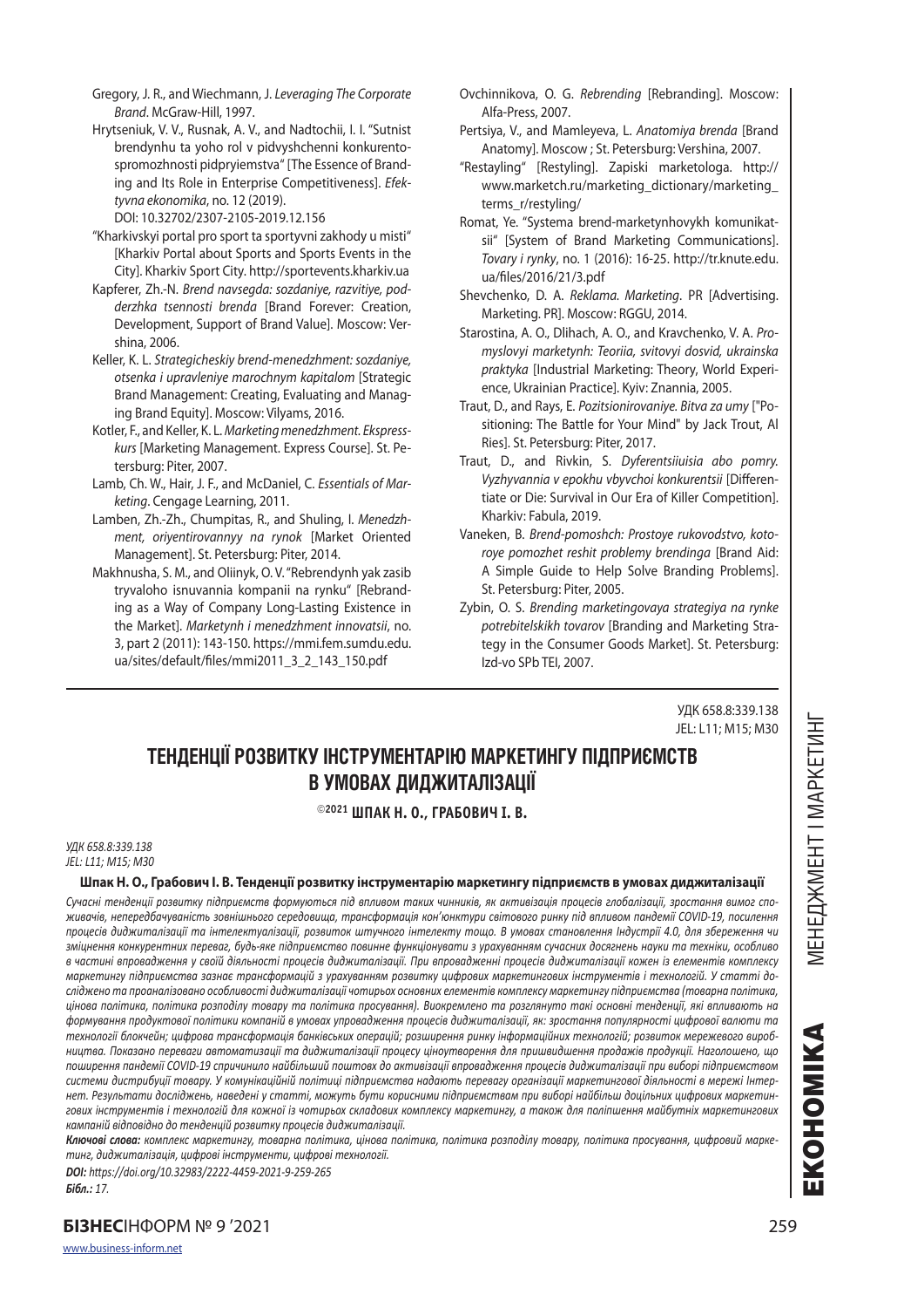Gregory, J. R., and Wiechmann, J. *Leveraging The Corporate Brand*. McGraw-Hill, 1997.

Hrytseniuk, V. V., Rusnak, A. V., and Nadtochii, I. I. "Sutnist brendynhu ta yoho rol v pidvyshchenni konkurentospromozhnosti pidpryiemstva" [The Essence of Branding and Its Role in Enterprise Competitiveness]. *Efektyvna ekonomika*, no. 12 (2019). DOI: 10.32702/2307-2105-2019.12.156

"Kharkivskyi portal pro sport ta sportyvni zakhody u misti" [Kharkiv Portal about Sports and Sports Events in the City]. Kharkiv Sport City. http://sportevents.kharkiv.ua

Kapferer, Zh.-N. *Brend navsegda: sozdaniye, razvitiye, podderzhka tsennosti brenda* [Brand Forever: Creation, Development, Support of Brand Value]. Moscow: Vershina, 2006.

Keller, K. L. *Strategicheskiy brend-menedzhment: sozdaniye, otsenka i upravleniye marochnym kapitalom* [Strategic Brand Management: Creating, Evaluating and Managing Brand Equity]. Moscow: Vilyams, 2016.

Kotler, F., and Keller, K. L. *Marketing menedzhment. Ekspress-kurs* [Marketing Management. Express Course]. St. Petersburg: Piter, 2007.

Lamb, Ch. W., Hair, J. F., and McDaniel, C. *Essentials of Marketing*. Cengage Learning, 2011.

Lamben, Zh.-Zh., Chumpitas, R., and Shuling, I. *Menedzhment, oriyentirovannyy na rynok* [Market Oriented Management]. St. Petersburg: Piter, 2014.

Makhnusha, S. M., and Oliinyk, O. V. "Rebrendynh yak zasib tryvaloho isnuvannia kompanii na rynku" [Rebranding as a Way of Company Long-Lasting Existence in the Market]. *Marketynh i menedzhment innovatsii*, no. 3, part 2 (2011): 143-150. https://mmi.fem.sumdu.edu.ua/sites/default/files/mmi2011_3_2_143_150.pdf

Ovchinnikova, O. G. *Rebrending* [Rebranding]. Moscow: Alfa-Press, 2007.

Pertsiya, V., and Mamleyeva, L. *Anatomiya brenda* [Brand Anatomy]. Moscow ; St. Petersburg: Vershina, 2007.

"Restayling" [Restyling]. Zapiski marketologa. http://www.marketch.ru/marketing_dictionary/marketing_terms_r/restyling/

Romat, Ye. "Systema brend-marketynhovykh komunikatsii" [System of Brand Marketing Communications]. *Tovary i rynky*, no. 1 (2016): 16-25. http://tr.knute.edu.ua/files/2016/21/3.pdf

Shevchenko, D. A. *Reklama. Marketing*. PR [Advertising. Marketing. PR]. Moscow: RGGU, 2014.

Starostina, A. O., Dlihach, A. O., and Kravchenko, V. A. *Promyslovyi marketynh: Teoriia, svitovyi dosvid, ukrainska praktyka* [Industrial Marketing: Theory, World Experience, Ukrainian Practice]. Kyiv: Znannia, 2005.

Traut, D., and Rays, E. *Pozitsionirovaniye. Bitva za umy* ["Positioning: The Battle for Your Mind" by Jack Trout, Al Ries]. St. Petersburg: Piter, 2017.

Traut, D., and Rivkin, S. *Dyferentsiiuisia abo pomry. Vyzhyvannia v epokhu vbyvchoi konkurentsii* [Differentiate or Die: Survival in Our Era of Killer Competition]. Kharkiv: Fabula, 2019.

Vaneken, B. *Brend-pomoshch: Prostoye rukovodstvo, kotoroye pomozhet reshit problemy brendinga* [Brand Aid: A Simple Guide to Help Solve Branding Problems]. St. Petersburg: Piter, 2005.

Zybin, O. S. *Brending marketingovaya strategiya na rynke potrebitelskikh tovarov* [Branding and Marketing Strategy in the Consumer Goods Market]. St. Petersburg: Izd-vo SPb TEI, 2007.

---

УДК 658.8:339.138
JEL: L11; M15; M30

# ТЕНДЕНЦІЇ РОЗВИТКУ ІНСТРУМЕНТАРІЮ МАРКЕТИНГУ ПІДПРИЄМСТВ В УМОВАХ ДИДЖИТАЛІЗАЦІЇ

©2021 **ШПАК Н. О., ГРАБОВИЧ І. В.**

*УДК 658.8:339.138*
*JEL: L11; M15; M30*

**Шпак Н. О., Грабович І. В. Тенденції розвитку інструментарію маркетингу підприємств в умовах диджиталізації**

*Сучасні тенденції розвитку підприємств формуються під впливом таких чинників, як активізація процесів глобалізації, зростання вимог споживачів, непередбачуваність зовнішнього середовища, трансформація кон'юнктури світового ринку під впливом пандемії COVID-19, посилення процесів диджиталізації та інтелектуалізації, розвиток штучного інтелекту тощо. В умовах становлення Індустрії 4.0, для збереження чи зміцнення конкурентних переваг, будь-яке підприємство повинне функціонувати з урахуванням сучасних досягнень науки та техніки, особливо в частині впровадження у своїй діяльності процесів диджиталізації. При впровадженні процесів диджиталізації кожен із елементів комплексу маркетингу підприємства зазнає трансформацій з урахуванням розвитку цифрових маркетингових інструментів і технологій. У статті досліджено та проаналізовано особливості диджиталізації чотирьох основних елементів комплексу маркетингу підприємства (товарна політика, цінова політика, політика розподілу товару та політика просування). Виокремлено та розглянуто такі основні тенденції, які впливають на формування продуктової політики компаній в умовах упровадження процесів диджиталізації, як: зростання популярності цифрової валюти та технології блокчейн; цифрова трансформація банківських операцій; розширення ринку інформаційних технологій; розвиток мережевого виробництва. Показано переваги автоматизації та диджиталізації процесу ціноутворення для пришвидшення продажів продукції. Наголошено, що поширення пандемії COVID-19 спричинило найбільший поштовх до активізації впровадження процесів диджиталізації при виборі підприємством системи дистрибуції товару. У комунікаційній політиці підприємства надають перевагу організації маркетингової діяльності в мережі Інтернет. Результати досліджень, наведені у статті, можуть бути корисними підприємствам при виборі найбільш доцільних цифрових маркетингових інструментів і технологій для кожної із чотирьох складових комплексу маркетингу, а також для поліпшення майбутніх маркетингових кампаній відповідно до тенденцій розвитку процесів диджиталізації.*

***Ключові слова:*** *комплекс маркетингу, товарна політика, цінова політика, політика розподілу товару, політика просування, цифровий маркетинг, диджиталізація, цифрові інструменти, цифрові технології.*

***DOI:*** *https://doi.org/10.32983/2222-4459-2021-9-259-265*

***Бібл.:*** *17.*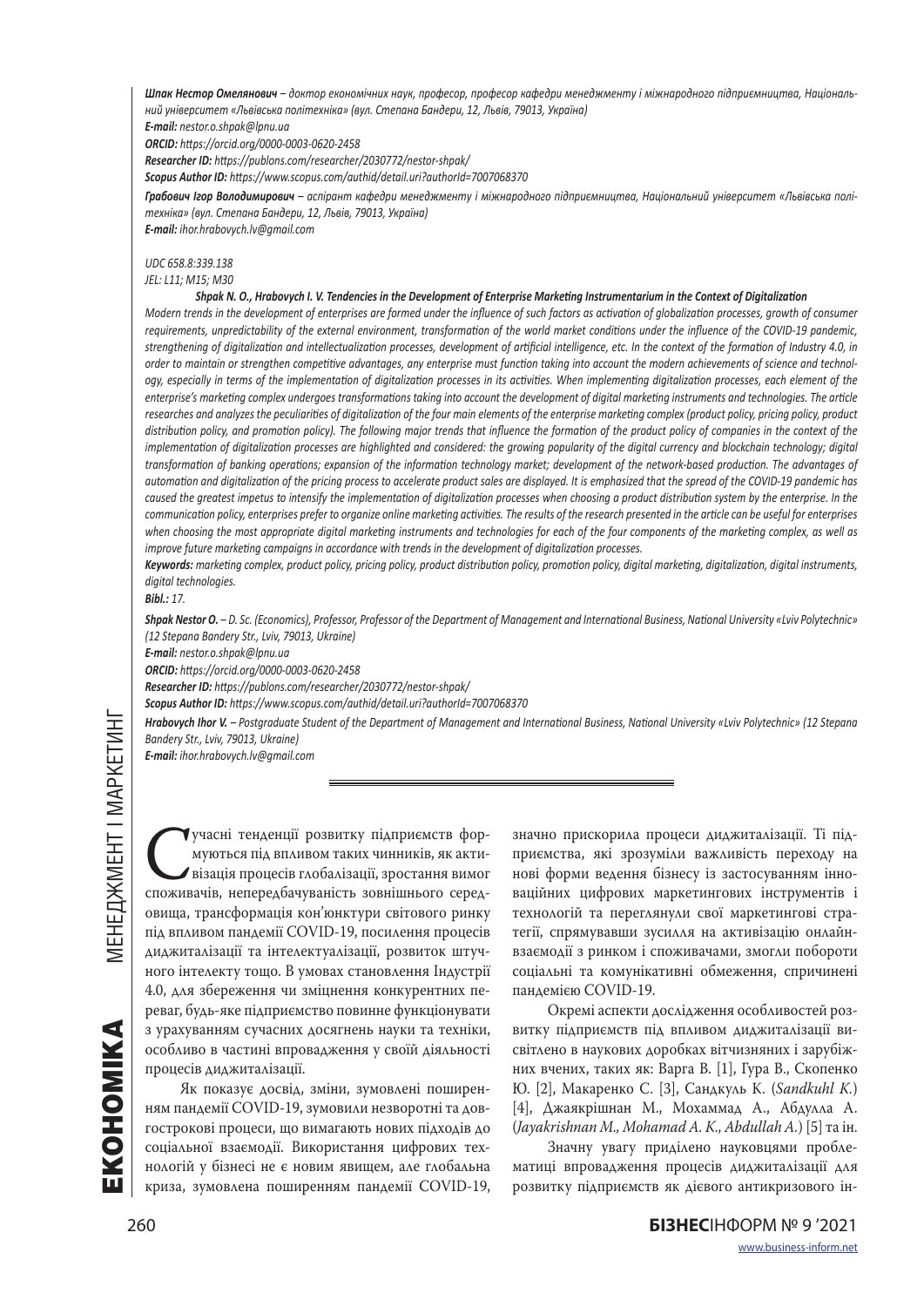***Шпак Нестор Омелянович** – доктор економічних наук, професор, професор кафедри менеджменту і міжнародного підприємництва, Національний університет «Львівська політехніка» (вул. Степана Бандери, 12, Львів, 79013, Україна)*

***E-mail:** nestor.o.shpak@lpnu.ua*

***ORCID:** https://orcid.org/0000-0003-0620-2458*

***Researcher ID:** https://publons.com/researcher/2030772/nestor-shpak/*

***Scopus Author ID:** https://www.scopus.com/authid/detail.uri?authorId=7007068370*

***Грабович Ігор Володимирович** – аспірант кафедри менеджменту і міжнародного підприємництва, Національний університет «Львівська політехніка» (вул. Степана Бандери, 12, Львів, 79013, Україна)*

***E-mail:** ihor.hrabovych.lv@gmail.com*

*UDC 658.8:339.138*

*JEL: L11; M15; M30*

***Shpak N. O., Hrabovych I. V. Tendencies in the Development of Enterprise Marketing Instrumentarium in the Context of Digitalization***

*Modern trends in the development of enterprises are formed under the influence of such factors as activation of globalization processes, growth of consumer requirements, unpredictability of the external environment, transformation of the world market conditions under the influence of the COVID-19 pandemic, strengthening of digitalization and intellectualization processes, development of artificial intelligence, etc. In the context of the formation of Industry 4.0, in order to maintain or strengthen competitive advantages, any enterprise must function taking into account the modern achievements of science and technology, especially in terms of the implementation of digitalization processes in its activities. When implementing digitalization processes, each element of the enterprise's marketing complex undergoes transformations taking into account the development of digital marketing instruments and technologies. The article researches and analyzes the peculiarities of digitalization of the four main elements of the enterprise marketing complex (product policy, pricing policy, product distribution policy, and promotion policy). The following major trends that influence the formation of the product policy of companies in the context of the implementation of digitalization processes are highlighted and considered: the growing popularity of the digital currency and blockchain technology; digital transformation of banking operations; expansion of the information technology market; development of the network-based production. The advantages of automation and digitalization of the pricing process to accelerate product sales are displayed. It is emphasized that the spread of the COVID-19 pandemic has caused the greatest impetus to intensify the implementation of digitalization processes when choosing a product distribution system by the enterprise. In the communication policy, enterprises prefer to organize online marketing activities. The results of the research presented in the article can be useful for enterprises when choosing the most appropriate digital marketing instruments and technologies for each of the four components of the marketing complex, as well as improve future marketing campaigns in accordance with trends in the development of digitalization processes.*

***Keywords:** marketing complex, product policy, pricing policy, product distribution policy, promotion policy, digital marketing, digitalization, digital instruments, digital technologies.*

***Bibl.:** 17.*

***Shpak Nestor O.** – D. Sc. (Economics), Professor, Professor of the Department of Management and International Business, National University «Lviv Polytechnic» (12 Stepana Bandery Str., Lviv, 79013, Ukraine)*

***E-mail:** nestor.o.shpak@lpnu.ua*

***ORCID:** https://orcid.org/0000-0003-0620-2458*

***Researcher ID:** https://publons.com/researcher/2030772/nestor-shpak/*

***Scopus Author ID:** https://www.scopus.com/authid/detail.uri?authorId=7007068370*

***Hrabovych Ihor V.** – Postgraduate Student of the Department of Management and International Business, National University «Lviv Polytechnic» (12 Stepana Bandery Str., Lviv, 79013, Ukraine)*

***E-mail:** ihor.hrabovych.lv@gmail.com*

Сучасні тенденції розвитку підприємств формуються під впливом таких чинників, як активізація процесів глобалізації, зростання вимог споживачів, непередбачуваність зовнішнього середовища, трансформація кон'юнктури світового ринку під впливом пандемії COVID-19, посилення процесів диджиталізації та інтелектуалізації, розвиток штучного інтелекту тощо. В умовах становлення Індустрії 4.0, для збереження чи зміцнення конкурентних переваг, будь-яке підприємство повинне функціонувати з урахуванням сучасних досягнень науки та техніки, особливо в частині впровадження у своїй діяльності процесів диджиталізації.

Як показує досвід, зміни, зумовлені поширенням пандемії COVID-19, зумовили незворотні та довгострокові процеси, що вимагають нових підходів до соціальної взаємодії. Використання цифрових технологій у бізнесі не є новим явищем, але глобальна криза, зумовлена поширенням пандемії COVID-19, значно прискорила процеси диджиталізації. Ті підприємства, які зрозуміли важливість переходу на нові форми ведення бізнесу із застосуванням інноваційних цифрових маркетингових інструментів і технологій та переглянули свої маркетингові стратегії, спрямувавши зусилля на активізацію онлайн-взаємодії з ринком і споживачами, змогли побороти соціальні та комунікативні обмеження, спричинені пандемією COVID-19.

Окремі аспекти дослідження особливостей розвитку підприємств під впливом диджиталізації висвітлено в наукових доробках вітчизняних і зарубіжних вчених, таких як: Варга В. [1], Гура В., Скопенко Ю. [2], Макаренко С. [3], Сандкуль К. (*Sandkuhl K.*) [4], Джаякрішнан М., Мохаммад А., Абдулла А. (*Jayakrishnan M., Mohamad A. K., Abdullah A.*) [5] та ін.

Значну увагу приділено науковцями проблематиці впровадження процесів диджиталізації для розвитку підприємств як дієвого антикризового ін-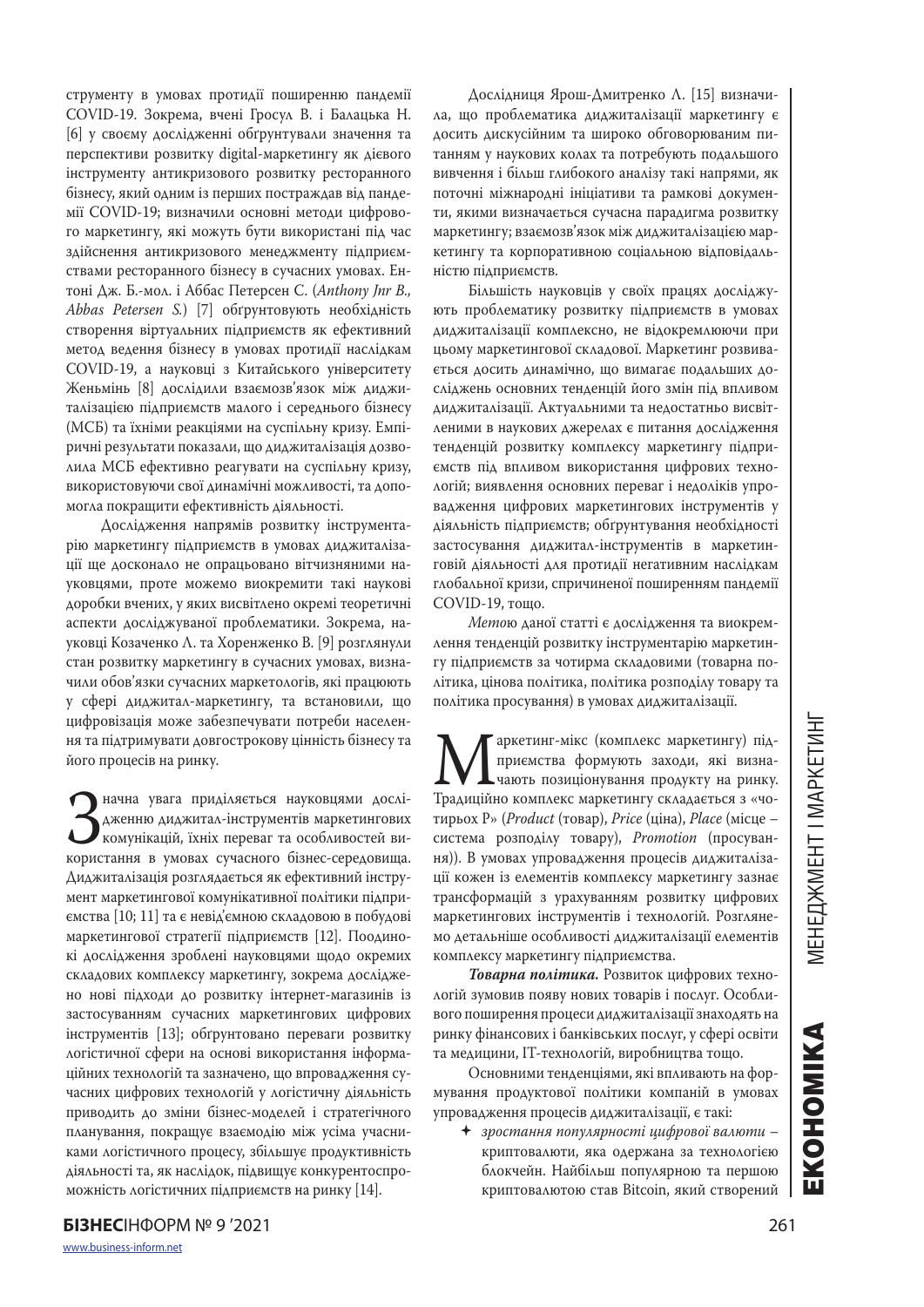струменту в умовах протидії поширенню пандемії COVID-19. Зокрема, вчені Гросул В. і Балацька Н. [6] у своєму дослідженні обґрунтували значення та перспективи розвитку digital-маркетингу як дієвого інструменту антикризового розвитку ресторанного бізнесу, який одним із перших постраждав від пандемії COVID-19; визначили основні методи цифрового маркетингу, які можуть бути використані під час здійснення антикризового менеджменту підприємствами ресторанного бізнесу в сучасних умовах. Ентоні Дж. Б.-мол. і Аббас Петерсен С. (*Anthony Jnr B., Abbas Petersen S.*) [7] обгрунтовують необхідність створення віртуальних підприємств як ефективний метод ведення бізнесу в умовах протидії наслідкам COVID-19, а науковці з Китайського університету Женьмінь [8] дослідили взаємозв'язок між диджиталізацією підприємств малого і середнього бізнесу (МСБ) та їхніми реакціями на суспільну кризу. Емпіричні результати показали, що диджиталізація дозволила МСБ ефективно реагувати на суспільну кризу, використовуючи свої динамічні можливості, та допомогла покращити ефективність діяльності.

Дослідження напрямів розвитку інструментарію маркетингу підприємств в умовах диджиталізації ще досконало не опрацьовано вітчизняними науковцями, проте можемо виокремити такі наукові доробки вчених, у яких висвітлено окремі теоретичні аспекти досліджуваної проблематики. Зокрема, науковці Козаченко Л. та Хоренженко В. [9] розглянули стан розвитку маркетингу в сучасних умовах, визначили обов'язки сучасних маркетологів, які працюють у сфері диджитал-маркетингу, та встановили, що цифровізація може забезпечувати потреби населення та підтримувати довгострокову цінність бізнесу та його процесів на ринку.

Значна увага приділяється науковцями дослідженню диджитал-інструментів маркетингових комунікацій, їхніх переваг та особливостей використання в умовах сучасного бізнес-середовища. Диджиталізація розглядається як ефективний інструмент маркетингової комунікативної політики підприємства [10; 11] та є невід'ємною складовою в побудові маркетингової стратегії підприємств [12]. Поодинокі дослідження зроблені науковцями щодо окремих складових комплексу маркетингу, зокрема досліджено нові підходи до розвитку інтернет-магазинів із застосуванням сучасних маркетингових цифрових інструментів [13]; обґрунтовано переваги розвитку логістичної сфери на основі використання інформаційних технологій та зазначено, що впровадження сучасних цифрових технологій у логістичну діяльність приводить до зміни бізнес-моделей і стратегічного планування, покращує взаємодію між усіма учасниками логістичного процесу, збільшує продуктивність діяльності та, як наслідок, підвищує конкурентоспроможність логістичних підприємств на ринку [14].

Дослідниця Ярош-Дмитренко Л. [15] визначила, що проблематика диджиталізації маркетингу є досить дискусійним та широко обговорюваним питанням у наукових колах та потребують подальшого вивчення і більш глибокого аналізу такі напрями, як поточні міжнародні ініціативи та рамкові документи, якими визначається сучасна парадигма розвитку маркетингу; взаємозв'язок між диджиталізацією маркетингу та корпоративною соціальною відповідальністю підприємств.

Більшість науковців у своїх працях досліджують проблематику розвитку підприємств в умовах диджиталізації комплексно, не відокремлюючи при цьому маркетингової складової. Маркетинг розвивається досить динамічно, що вимагає подальших досліджень основних тенденцій його змін під впливом диджиталізації. Актуальними та недостатньо висвітленими в наукових джерелах є питання дослідження тенденцій розвитку комплексу маркетингу підприємств під впливом використання цифрових технологій; виявлення основних переваг і недоліків упровадження цифрових маркетингових інструментів у діяльність підприємств; обґрунтування необхідності застосування диджитал-інструментів в маркетинговій діяльності для протидії негативним наслідкам глобальної кризи, спричиненої поширенням пандемії COVID-19, тощо.

*Метою* даної статті є дослідження та виокремлення тенденцій розвитку інструментарію маркетингу підприємств за чотирма складовими (товарна політика, цінова політика, політика розподілу товару та політика просування) в умовах диджиталізації.

Маркетинг-мікс (комплекс маркетингу) підприємства формують заходи, які визначають позиціонування продукту на ринку. Традиційно комплекс маркетингу складається з «чотирьох Р» (*Product* (товар), *Price* (ціна), *Place* (місце – система розподілу товару), *Promotion* (просування)). В умовах упровадження процесів диджиталізації кожен із елементів комплексу маркетингу зазнає трансформацій з урахуванням розвитку цифрових маркетингових інструментів і технологій. Розглянемо детальніше особливості диджиталізації елементів комплексу маркетингу підприємства.

***Товарна політика.*** Розвиток цифрових технологій зумовив появу нових товарів і послуг. Особливого поширення процеси диджиталізації знаходять на ринку фінансових і банківських послуг, у сфері освіти та медицини, IT-технологій, виробництва тощо.

Основними тенденціями, які впливають на формування продуктової політики компаній в умовах упровадження процесів диджиталізації, є такі:

- *зростання популярності цифрової валюти* – криптовалюти, яка одержана за технологією блокчейн. Найбільш популярною та першою криптовалютою став Bitcoin, який створений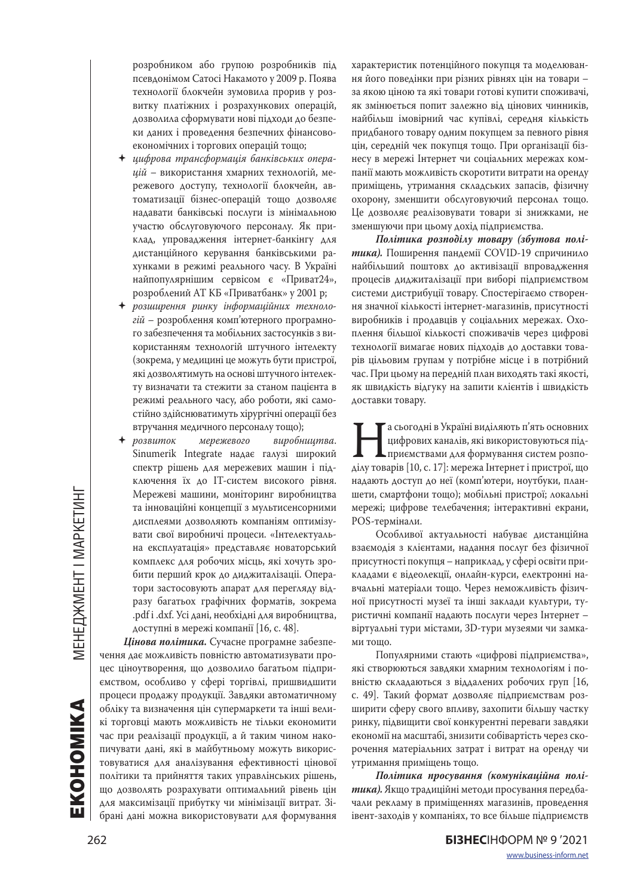розробником або групою розробників під псевдонімом Сатосі Накамото у 2009 р. Поява технології блокчейн зумовила прорив у розвитку платіжних і розрахункових операцій, дозволила сформувати нові підходи до безпеки даних і проведення безпечних фінансово-економічних і торгових операцій тощо;

- *цифрова трансформація банківських операцій* – використання хмарних технологій, мережевого доступу, технології блокчейн, автоматизації бізнес-операцій тощо дозволяє надавати банківські послуги із мінімальною участю обслуговуючого персоналу. Як приклад, упровадження інтернет-банкінгу для дистанційного керування банківськими рахунками в режимі реального часу. В Україні найпопулярнішим сервісом є «Приват24», розроблений АТ КБ «Приватбанк» у 2001 р;
- *розширення ринку інформаційних технологій* – розроблення комп'ютерного програмного забезпечення та мобільних застосунків з використанням технологій штучного інтелекту (зокрема, у медицині це можуть бути пристрої, які дозволятимуть на основі штучного інтелекту визначати та стежити за станом пацієнта в режимі реального часу, або роботи, які самостійно здійснюватимуть хірургічні операції без втручання медичного персоналу тощо);
- *розвиток мережевого виробництва*. Sinumerik Integrate надає галузі широкий спектр рішень для мережевих машин і підключення їх до IT-систем високого рівня. Мережеві машини, моніторинг виробництва та інноваційні концепції з мультисенсорними дисплеями дозволяють компаніям оптимізувати свої виробничі процеси. «Інтелектуальна експлуатація» представляє новаторський комплекс для робочих місць, які хочуть зробити перший крок до диджиталізації. Оператори застосовують апарат для перегляду відразу багатьох графічних форматів, зокрема .pdf і .dxf. Усі дані, необхідні для виробництва, доступні в мережі компанії [16, с. 48].

***Цінова політика.*** Сучасне програмне забезпечення дає можливість повністю автоматизувати процес ціноутворення, що дозволило багатьом підприємствам, особливо у сфері торгівлі, пришвидшити процеси продажу продукції. Завдяки автоматичному обліку та визначення цін супермаркети та інші великі торговці мають можливість не тільки економити час при реалізації продукції, а й таким чином накопичувати дані, які в майбутньому можуть використовуватися для аналізування ефективності цінової політики та прийняття таких управлінських рішень, що дозволять розрахувати оптимальний рівень цін для максимізації прибутку чи мінімізації витрат. Зібрані дані можна використовувати для формування характеристик потенційного покупця та моделювання його поведінки при різних рівнях цін на товари – за якою ціною та які товари готові купити споживачі, як змінюється попит залежно від цінових чинників, найбільш імовірний час купівлі, середня кількість придбаного товару одним покупцем за певного рівня цін, середній чек покупця тощо. При організації бізнесу в мережі Інтернет чи соціальних мережах компанії мають можливість скоротити витрати на оренду приміщень, утримання складських запасів, фізичну охорону, зменшити обслуговуючий персонал тощо. Це дозволяє реалізовувати товари зі знижками, не зменшуючи при цьому дохід підприємства.

***Політика розподілу товару (збутова політика).*** Поширення пандемії COVID-19 спричинило найбільший поштовх до активізації впровадження процесів диджиталізації при виборі підприємством системи дистрибуції товару. Спостерігаємо створення значної кількості інтернет-магазинів, присутності виробників і продавців у соціальних мережах. Охоплення більшої кількості споживачів через цифрові технології вимагає нових підходів до доставки товарів цільовим групам у потрібне місце і в потрібний час. При цьому на передній план виходять такі якості, як швидкість відгуку на запити клієнтів і швидкість доставки товару.

На сьогодні в Україні виділяють п'ять основних цифрових каналів, які використовуються підприємствами для формування систем розподілу товарів [10, с. 17]: мережа Інтернет і пристрої, що надають доступ до неї (комп'ютери, ноутбуки, планшети, смартфони тощо); мобільні пристрої; локальні мережі; цифрове телебачення; інтерактивні екрани, POS-термінали.

Особливої актуальності набуває дистанційна взаємодія з клієнтами, надання послуг без фізичної присутності покупця – наприклад, у сфері освіти прикладами є відеолекції, онлайн-курси, електронні навчальні матеріали тощо. Через неможливість фізичної присутності музеї та інші заклади культури, туристичні компанії надають послуги через Інтернет – віртуальні тури містами, 3D-тури музеями чи замками тощо.

Популярними стають «цифрові підприємства», які створюються завдяки хмарним технологіям і повністю складаються з віддалених робочих груп [16, с. 49]. Такий формат дозволяє підприємствам розширити сферу свого впливу, захопити більшу частку ринку, підвищити свої конкурентні переваги завдяки економії на масштабі, знизити собівартість через скорочення матеріальних затрат і витрат на оренду чи утримання приміщень тощо.

***Політика просування (комунікаційна політика).*** Якщо традиційні методи просування передбачали рекламу в приміщеннях магазинів, проведення івент-заходів у компаніях, то все більше підприємств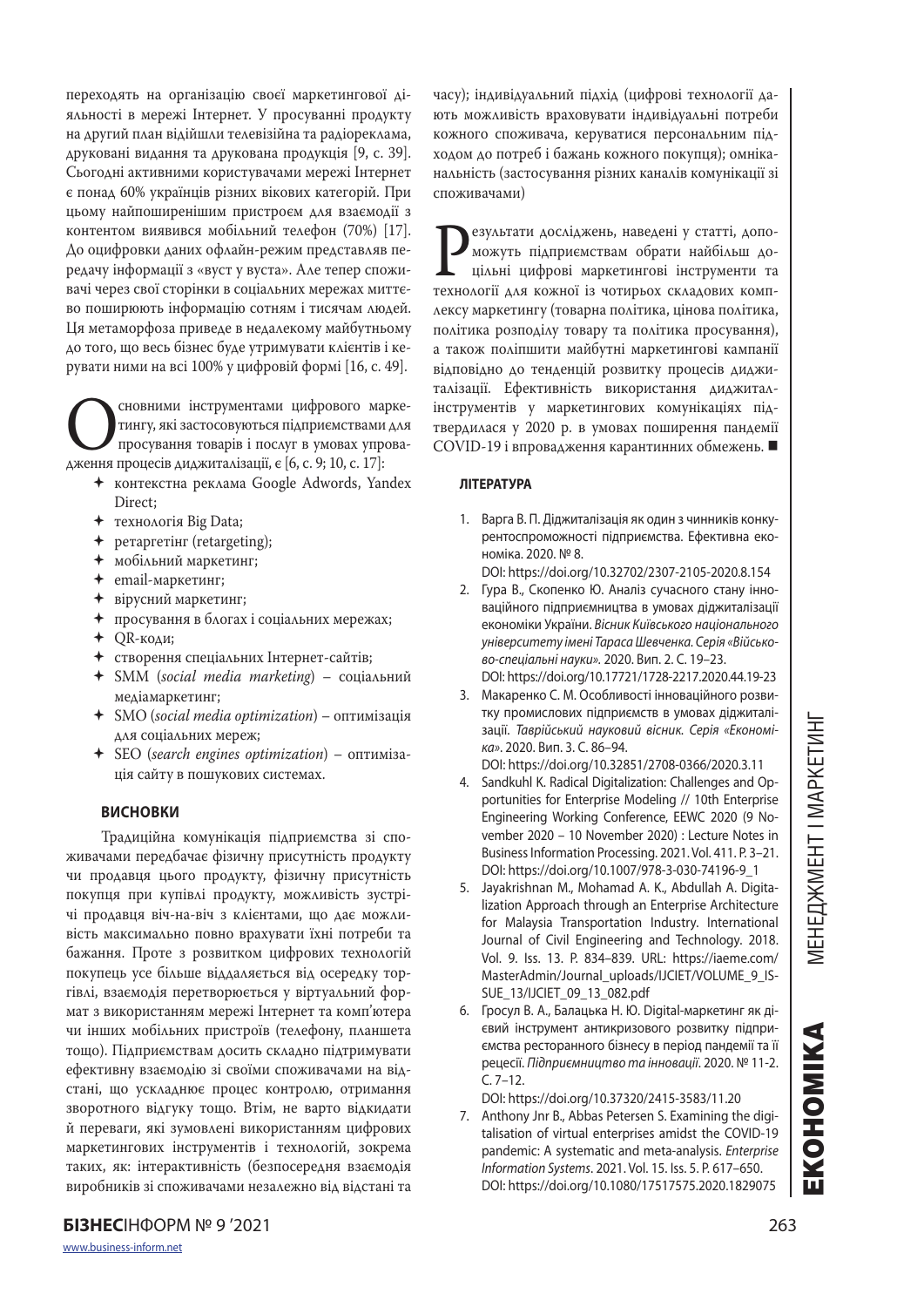переходять на організацію своєї маркетингової діяльності в мережі Інтернет. У просуванні продукту на другий план відійшли телевізійна та радіореклама, друковані видання та друкована продукція [9, с. 39]. Сьогодні активними користувачами мережі Інтернет є понад 60% українців різних вікових категорій. При цьому найпоширенішим пристроєм для взаємодії з контентом виявився мобільний телефон (70%) [17]. До оцифровки даних офлайн-режим представляв передачу інформації з «вуст у вуста». Але тепер споживачі через свої сторінки в соціальних мережах миттєво поширюють інформацію сотням і тисячам людей. Ця метаморфоза приведе в недалекому майбутньому до того, що весь бізнес буде утримувати клієнтів і керувати ними на всі 100% у цифровій формі [16, с. 49].

Основними інструментами цифрового маркетингу, які застосовуються підприємствами для просування товарів і послуг в умовах упровадження процесів диджиталізації, є [6, с. 9; 10, с. 17]:

- контекстна реклама Google Adwords, Yandex Direct;
- технологія Big Data;
- ретаргетінг (retargeting);
- мобільний маркетинг;
- email-маркетинг;
- вірусний маркетинг;
- просування в блогах і соціальних мережах;
- QR-коди;
- створення спеціальних Інтернет-сайтів;
- SMM (*social media marketing*) – соціальний медіамаркетинг;
- SMO (*social media optimization*) – оптимізація для соціальних мереж;
- SEO (*search engines optimization*) – оптимізація сайту в пошукових системах.

## ВИСНОВКИ

Традиційна комунікація підприємства зі споживачами передбачає фізичну присутність продукту чи продавця цього продукту, фізичну присутність покупця при купівлі продукту, можливість зустрічі продавця віч-на-віч з клієнтами, що дає можливість максимально повно врахувати їхні потреби та бажання. Проте з розвитком цифрових технологій покупець усе більше віддаляється від осередку торгівлі, взаємодія перетворюється у віртуальний формат з використанням мережі Інтернет та комп'ютера чи інших мобільних пристроїв (телефону, планшета тощо). Підприємствам досить складно підтримувати ефективну взаємодію зі своїми споживачами на відстані, що ускладнює процес контролю, отримання зворотного відгуку тощо. Втім, не варто відкидати й переваги, які зумовлені використанням цифрових маркетингових інструментів і технологій, зокрема таких, як: інтерактивність (безпосередня взаємодія виробників зі споживачами незалежно від відстані та часу); індивідуальний підхід (цифрові технології дають можливість враховувати індивідуальні потреби кожного споживача, керуватися персональним підходом до потреб і бажань кожного покупця); омніканальність (застосування різних каналів комунікації зі споживачами)

Результати досліджень, наведені у статті, допоможуть підприємствам обрати найбільш доцільні цифрові маркетингові інструменти та технології для кожної із чотирьох складових комплексу маркетингу (товарна політика, цінова політика, політика розподілу товару та політика просування), а також поліпшити майбутні маркетингові кампанії відповідно до тенденцій розвитку процесів диджиталізації. Ефективність використання диджиталінструментів у маркетингових комунікаціях підтвердилася у 2020 р. в умовах поширення пандемії COVID-19 і впровадження карантинних обмежень. ■

## ЛІТЕРАТУРА

1. Варга В. П. Діджиталізація як один з чинників конкурентоспроможності підприємства. Ефективна економіка. 2020. № 8. DOI: https://doi.org/10.32702/2307-2105-2020.8.154
2. Гура В., Скопенко Ю. Аналіз сучасного стану інноваційного підприємництва в умовах діджиталізації економіки України. *Вісник Київського національного університету імені Тараса Шевченка. Серія «Військово-спеціальні науки»*. 2020. Вип. 2. С. 19–23. DOI: https://doi.org/10.17721/1728-2217.2020.44.19-23
3. Макаренко С. М. Особливості інноваційного розвитку промислових підприємств в умовах діджиталізації. *Таврійський науковий вісник. Серія «Економіка»*. 2020. Вип. 3. С. 86–94. DOI: https://doi.org/10.32851/2708-0366/2020.3.11
4. Sandkuhl K. Radical Digitalization: Challenges and Opportunities for Enterprise Modeling // 10th Enterprise Engineering Working Conference, EEWC 2020 (9 November 2020 – 10 November 2020) : Lecture Notes in Business Information Processing. 2021. Vol. 411. P. 3–21. DOI: https://doi.org/10.1007/978-3-030-74196-9_1
5. Jayakrishnan M., Mohamad A. K., Abdullah A. Digitalization Approach through an Enterprise Architecture for Malaysia Transportation Industry. International Journal of Civil Engineering and Technology. 2018. Vol. 9. Iss. 13. P. 834–839. URL: https://iaeme.com/MasterAdmin/Journal_uploads/IJCIET/VOLUME_9_ISSUE_13/IJCIET_09_13_082.pdf
6. Гросул В. А., Балацька Н. Ю. Digital-маркетинг як дієвий інструмент антикризового розвитку підприємства ресторанного бізнесу в період пандемії та її рецесії. *Підприємництво та інновації*. 2020. № 11-2. С. 7–12. DOI: https://doi.org/10.37320/2415-3583/11.20
7. Anthony Jnr B., Abbas Petersen S. Examining the digitalisation of virtual enterprises amidst the COVID-19 pandemic: A systematic and meta-analysis. *Enterprise Information Systems*. 2021. Vol. 15. Iss. 5. P. 617–650. DOI: https://doi.org/10.1080/17517575.2020.1829075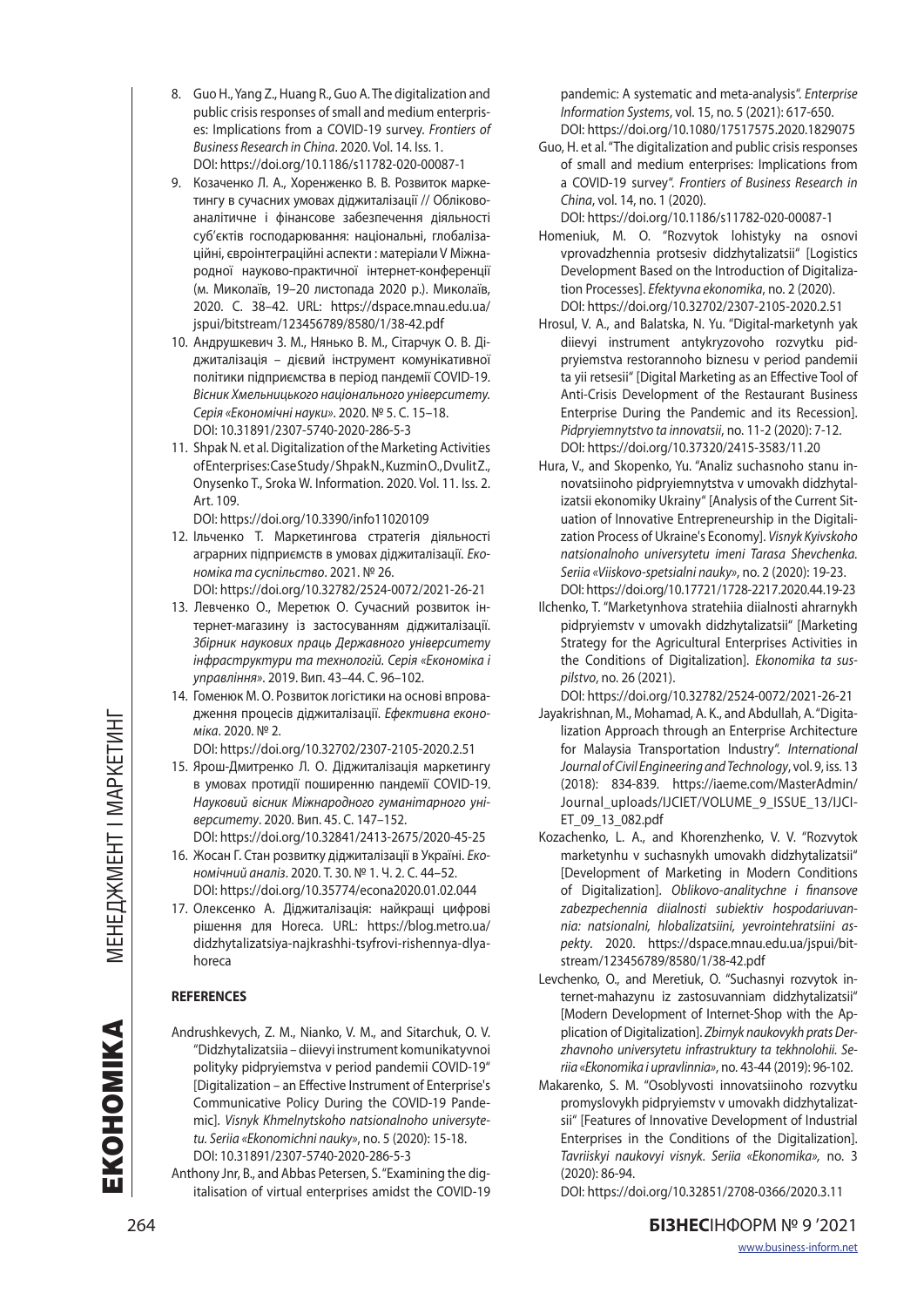8. Guo H., Yang Z., Huang R., Guo A. The digitalization and public crisis responses of small and medium enterprises: Implications from a COVID-19 survey. *Frontiers of Business Research in China*. 2020. Vol. 14. Iss. 1. DOI: https://doi.org/10.1186/s11782-020-00087-1
9. Козаченко Л. А., Хоренженко В. В. Розвиток маркетингу в сучасних умовах діджиталізації // Обліково-аналітичне і фінансове забезпечення діяльності суб'єктів господарювання: національні, глобалізаційні, євроінтеграційні аспекти : матеріали V Міжнародної науково-практичної інтернет-конференції (м. Миколаїв, 19–20 листопада 2020 р.). Миколаїв, 2020. С. 38–42. URL: https://dspace.mnau.edu.ua/jspui/bitstream/123456789/8580/1/38-42.pdf
10. Андрушкевич З. М., Нянько В. М., Сітарчук О. В. Діджиталізація – дієвий інструмент комунікативної політики підприємства в період пандемії COVID-19. *Вісник Хмельницького національного університету. Серія «Економічні науки»*. 2020. № 5. С. 15–18. DOI: 10.31891/2307-5740-2020-286-5-3
11. Shpak N. et al. Digitalization of the Marketing Activities of Enterprises: Case Study / Shpak N., Kuzmin O., Dvulit Z., Onysenko T., Sroka W. Information. 2020. Vol. 11. Iss. 2. Art. 109. DOI: https://doi.org/10.3390/info11020109
12. Ільченко Т. Маркетингова стратегія діяльності аграрних підприємств в умовах діджиталізації. *Економіка та суспільство*. 2021. № 26. DOI: https://doi.org/10.32782/2524-0072/2021-26-21
13. Левченко О., Меретюк О. Сучасний розвиток інтернет-магазину із застосуванням діджиталізації. *Збірник наукових праць Державного університету інфраструктури та технологій. Серія «Економіка і управління»*. 2019. Вип. 43–44. С. 96–102.
14. Гоменюк М. О. Розвиток логістики на основі впровадження процесів діджиталізації. *Ефективна економіка*. 2020. № 2. DOI: https://doi.org/10.32702/2307-2105-2020.2.51
15. Ярош-Дмитренко Л. О. Діджиталізація маркетингу в умовах протидії поширенню пандемії COVID-19. *Науковий вісник Міжнародного гуманітарного університету*. 2020. Вип. 45. С. 147–152. DOI: https://doi.org/10.32841/2413-2675/2020-45-25
16. Жосан Г. Стан розвитку діджиталізації в Україні. *Економічний аналіз*. 2020. Т. 30. № 1. Ч. 2. С. 44–52. DOI: https://doi.org/10.35774/econa2020.01.02.044
17. Олексенко А. Діджиталізація: найкращі цифрові рішення для Horeca. URL: https://blog.metro.ua/didzhytalizatsiya-najkrashhi-tsyfrovi-rishennya-dlya-horeca

**REFERENCES**

Andrushkevych, Z. M., Nianko, V. M., and Sitarchuk, O. V. "Didzhytalizatsiia – diievyi instrument komunikatyvnoi polityky pidpryiemstva v period pandemii COVID-19" [Digitalization – an Effective Instrument of Enterprise's Communicative Policy During the COVID-19 Pandemic]. *Visnyk Khmelnytskoho natsionalnoho universytetu. Seriia «Ekonomichni nauky»*, no. 5 (2020): 15-18. DOI: 10.31891/2307-5740-2020-286-5-3

Anthony Jnr, B., and Abbas Petersen, S. "Examining the digitalisation of virtual enterprises amidst the COVID-19 pandemic: A systematic and meta-analysis". *Enterprise Information Systems*, vol. 15, no. 5 (2021): 617-650. DOI: https://doi.org/10.1080/17517575.2020.1829075

Guo, H. et al. "The digitalization and public crisis responses of small and medium enterprises: Implications from a COVID-19 survey". *Frontiers of Business Research in China*, vol. 14, no. 1 (2020). DOI: https://doi.org/10.1186/s11782-020-00087-1

Homeniuk, M. O. "Rozvytok lohistyky na osnovi vprovadzhennia protsesiv didzhytalizatsii" [Logistics Development Based on the Introduction of Digitalization Processes]. *Efektyvna ekonomika*, no. 2 (2020). DOI: https://doi.org/10.32702/2307-2105-2020.2.51

Hrosul, V. A., and Balatska, N. Yu. "Digital-marketynh yak diievyi instrument antykryzovoho rozvytku pidpryiemstva restorannoho biznesu v period pandemii ta yii retsesii" [Digital Marketing as an Effective Tool of Anti-Crisis Development of the Restaurant Business Enterprise During the Pandemic and its Recession]. *Pidpryiemnytstvo ta innovatsii*, no. 11-2 (2020): 7-12. DOI: https://doi.org/10.37320/2415-3583/11.20

Hura, V., and Skopenko, Yu. "Analiz suchasnoho stanu innovatsiinoho pidpryiemnytstva v umovakh didzhytalizatsii ekonomiky Ukrainy" [Analysis of the Current Situation of Innovative Entrepreneurship in the Digitalization Process of Ukraine's Economy]. *Visnyk Kyivskoho natsionalnoho universytetu imeni Tarasa Shevchenka. Seriia «Viiskovo-spetsialni nauky»*, no. 2 (2020): 19-23. DOI: https://doi.org/10.17721/1728-2217.2020.44.19-23

Ilchenko, T. "Marketynhova stratehiia diialnosti ahrarnykh pidpryiemstv v umovakh didzhytalizatsii" [Marketing Strategy for the Agricultural Enterprises Activities in the Conditions of Digitalization]. *Ekonomika ta suspilstvo*, no. 26 (2021). DOI: https://doi.org/10.32782/2524-0072/2021-26-21

Jayakrishnan, M., Mohamad, A. K., and Abdullah, A. "Digitalization Approach through an Enterprise Architecture for Malaysia Transportation Industry". *International Journal of Civil Engineering and Technology*, vol. 9, iss. 13 (2018): 834-839. https://iaeme.com/MasterAdmin/Journal_uploads/IJCIET/VOLUME_9_ISSUE_13/IJCIET_09_13_082.pdf

Kozachenko, L. A., and Khorenzhenko, V. V. "Rozvytok marketynhu v suchasnykh umovakh didzhytalizatsii" [Development of Marketing in Modern Conditions of Digitalization]. *Oblikovo-analitychne i finansove zabezpechennia diialnosti subiektiv hospodariuvannia: natsionalni, hlobalizatsiini, yevrointehratsiini aspekty*. 2020. https://dspace.mnau.edu.ua/jspui/bitstream/123456789/8580/1/38-42.pdf

Levchenko, O., and Meretiuk, O. "Suchasnyi rozvytok internet-mahazynu iz zastosuvanniam didzhytalizatsii" [Modern Development of Internet-Shop with the Application of Digitalization]. *Zbirnyk naukovykh prats Derzhavnoho universytetu infrastruktury ta tekhnolohii. Seriia «Ekonomika i upravlinnia»*, no. 43-44 (2019): 96-102.

Makarenko, S. M. "Osoblyvosti innovatsiinoho rozvytku promyslovykh pidpryiemstv v umovakh didzhytalizatsii" [Features of Innovative Development of Industrial Enterprises in the Conditions of the Digitalization]. *Tavriiskyi naukovyi visnyk. Seriia «Ekonomika»*, no. 3 (2020): 86-94. DOI: https://doi.org/10.32851/2708-0366/2020.3.11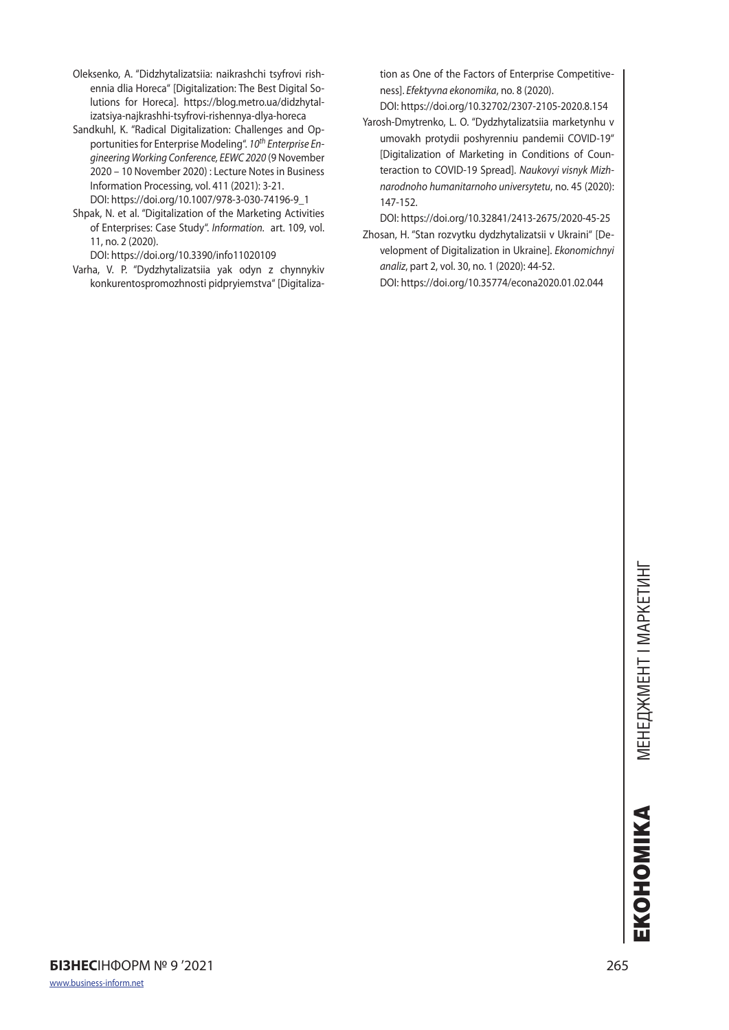Oleksenko, A. "Didzhytalizatsiia: naikrashchi tsyfrovi rishennia dlia Horeca" [Digitalization: The Best Digital Solutions for Horeca]. https://blog.metro.ua/didzhytalizatsiya-najkrashhi-tsyfrovi-rishennya-dlya-horeca

Sandkuhl, K. "Radical Digitalization: Challenges and Opportunities for Enterprise Modeling". *10th Enterprise Engineering Working Conference, EEWC 2020* (9 November 2020 – 10 November 2020) : Lecture Notes in Business Information Processing, vol. 411 (2021): 3-21. DOI: https://doi.org/10.1007/978-3-030-74196-9_1

Shpak, N. et al. "Digitalization of the Marketing Activities of Enterprises: Case Study". *Information.* art. 109, vol. 11, no. 2 (2020). DOI: https://doi.org/10.3390/info11020109

Varha, V. P. "Dydzhytalizatsiia yak odyn z chynnykiv konkurentospromozhnosti pidpryiemstva" [Digitalization as One of the Factors of Enterprise Competitiveness]. *Efektyvna ekonomika*, no. 8 (2020). DOI: https://doi.org/10.32702/2307-2105-2020.8.154

Yarosh-Dmytrenko, L. O. "Dydzhytalizatsiia marketynhu v umovakh protydii poshyrenniu pandemii COVID-19" [Digitalization of Marketing in Conditions of Counteraction to COVID-19 Spread]. *Naukovyi visnyk Mizhnarodnoho humanitarnoho universytetu*, no. 45 (2020): 147-152. DOI: https://doi.org/10.32841/2413-2675/2020-45-25

Zhosan, H. "Stan rozvytku dydzhytalizatsii v Ukraini" [Development of Digitalization in Ukraine]. *Ekonomichnyi analiz*, part 2, vol. 30, no. 1 (2020): 44-52. DOI: https://doi.org/10.35774/econa2020.01.02.044